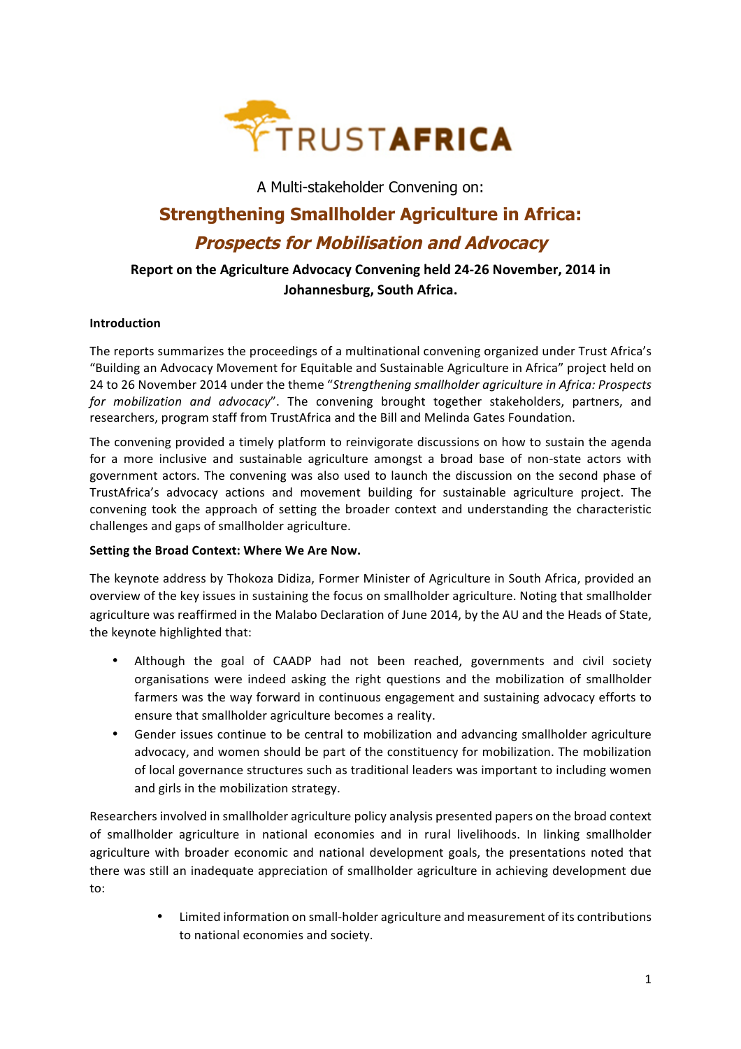TRUSTAFRICA

A Multi-stakeholder Convening on:

# Strengthening Smallholder Agriculture in Africa:

## *Prospects for Mobilisation and Advocacy*

**Report on the Agriculture Advocacy Convening held 24-26 November, 2014 in Johannesburg, South Africa.**

**Introduction**

The reports summarizes the proceedings of a multinational convening organized under Trust Africa's "Building an Advocacy Movement for Equitable and Sustainable Agriculture in Africa" project held on 24 to 26 November 2014 under the theme "*Strengthening smallholder agriculture in Africa: Prospects for mobilization and advocacy*". The convening brought together stakeholders, partners, and researchers, program staff from TrustAfrica and the Bill and Melinda Gates Foundation.

The convening provided a timely platform to reinvigorate discussions on how to sustain the agenda for a more inclusive and sustainable agriculture amongst a broad base of non-state actors with government actors. The convening was also used to launch the discussion on the second phase of TrustAfrica's advocacy actions and movement building for sustainable agriculture project. The convening took the approach of setting the broader context and understanding the characteristic challenges and gaps of smallholder agriculture.

**Setting the Broad Context: Where We Are Now.**

The keynote address by Thokoza Didiza, Former Minister of Agriculture in South Africa, provided an overview of the key issues in sustaining the focus on smallholder agriculture. Noting that smallholder agriculture was reaffirmed in the Malabo Declaration of June 2014, by the AU and the Heads of State, the keynote highlighted that:

- Although the goal of CAADP had not been reached, governments and civil society organisations were indeed asking the right questions and the mobilization of smallholder farmers was the way forward in continuous engagement and sustaining advocacy efforts to ensure that smallholder agriculture becomes a reality.
- Gender issues continue to be central to mobilization and advancing smallholder agriculture advocacy, and women should be part of the constituency for mobilization. The mobilization of local governance structures such as traditional leaders was important to including women and girls in the mobilization strategy.

Researchers involved in smallholder agriculture policy analysis presented papers on the broad context of smallholder agriculture in national economies and in rural livelihoods. In linking smallholder agriculture with broader economic and national development goals, the presentations noted that there was still an inadequate appreciation of smallholder agriculture in achieving development due to:

- Limited information on small-holder agriculture and measurement of its contributions to national economies and society.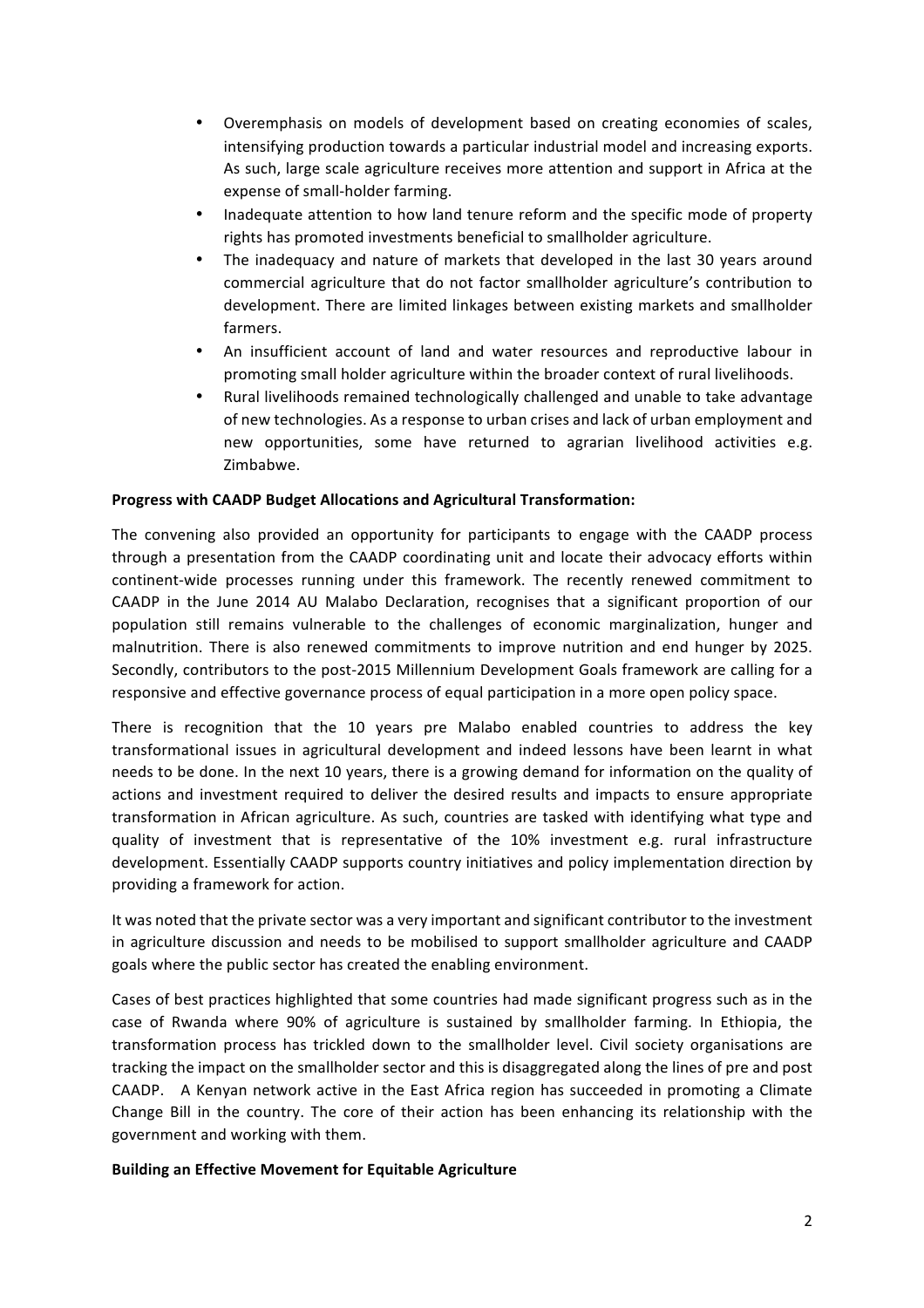- Overemphasis on models of development based on creating economies of scales, intensifying production towards a particular industrial model and increasing exports. As such, large scale agriculture receives more attention and support in Africa at the expense of small-holder farming.
- Inadequate attention to how land tenure reform and the specific mode of property rights has promoted investments beneficial to smallholder agriculture.
- The inadequacy and nature of markets that developed in the last 30 years around commercial agriculture that do not factor smallholder agriculture's contribution to development. There are limited linkages between existing markets and smallholder farmers.
- An insufficient account of land and water resources and reproductive labour in promoting small holder agriculture within the broader context of rural livelihoods.
- Rural livelihoods remained technologically challenged and unable to take advantage of new technologies. As a response to urban crises and lack of urban employment and new opportunities, some have returned to agrarian livelihood activities e.g. Zimbabwe.

**Progress with CAADP Budget Allocations and Agricultural Transformation:**

The convening also provided an opportunity for participants to engage with the CAADP process through a presentation from the CAADP coordinating unit and locate their advocacy efforts within continent-wide processes running under this framework. The recently renewed commitment to CAADP in the June 2014 AU Malabo Declaration, recognises that a significant proportion of our population still remains vulnerable to the challenges of economic marginalization, hunger and malnutrition. There is also renewed commitments to improve nutrition and end hunger by 2025. Secondly, contributors to the post-2015 Millennium Development Goals framework are calling for a responsive and effective governance process of equal participation in a more open policy space.

There is recognition that the 10 years pre Malabo enabled countries to address the key transformational issues in agricultural development and indeed lessons have been learnt in what needs to be done. In the next 10 years, there is a growing demand for information on the quality of actions and investment required to deliver the desired results and impacts to ensure appropriate transformation in African agriculture. As such, countries are tasked with identifying what type and quality of investment that is representative of the 10% investment e.g. rural infrastructure development. Essentially CAADP supports country initiatives and policy implementation direction by providing a framework for action.

It was noted that the private sector was a very important and significant contributor to the investment in agriculture discussion and needs to be mobilised to support smallholder agriculture and CAADP goals where the public sector has created the enabling environment.

Cases of best practices highlighted that some countries had made significant progress such as in the case of Rwanda where 90% of agriculture is sustained by smallholder farming. In Ethiopia, the transformation process has trickled down to the smallholder level. Civil society organisations are tracking the impact on the smallholder sector and this is disaggregated along the lines of pre and post CAADP. A Kenyan network active in the East Africa region has succeeded in promoting a Climate Change Bill in the country. The core of their action has been enhancing its relationship with the government and working with them.

**Building an Effective Movement for Equitable Agriculture**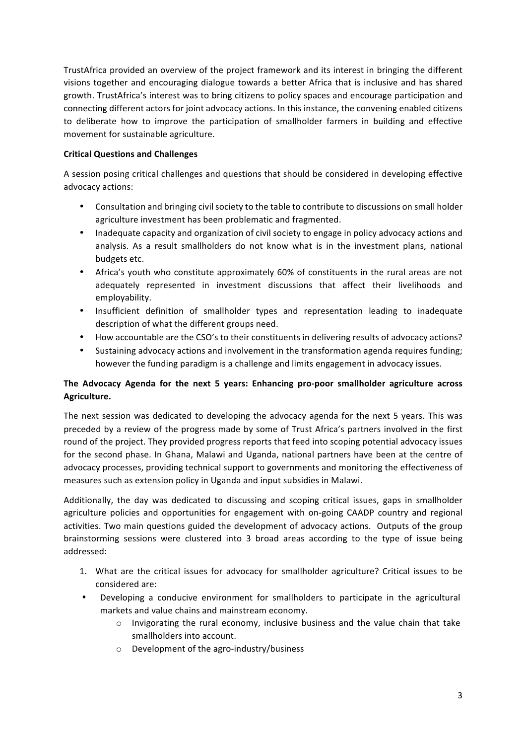TrustAfrica provided an overview of the project framework and its interest in bringing the different visions together and encouraging dialogue towards a better Africa that is inclusive and has shared growth. TrustAfrica's interest was to bring citizens to policy spaces and encourage participation and connecting different actors for joint advocacy actions. In this instance, the convening enabled citizens to deliberate how to improve the participation of smallholder farmers in building and effective movement for sustainable agriculture.

**Critical Questions and Challenges**

A session posing critical challenges and questions that should be considered in developing effective advocacy actions:

- Consultation and bringing civil society to the table to contribute to discussions on small holder agriculture investment has been problematic and fragmented.
- Inadequate capacity and organization of civil society to engage in policy advocacy actions and analysis. As a result smallholders do not know what is in the investment plans, national budgets etc.
- Africa's youth who constitute approximately 60% of constituents in the rural areas are not adequately represented in investment discussions that affect their livelihoods and employability.
- Insufficient definition of smallholder types and representation leading to inadequate description of what the different groups need.
- How accountable are the CSO's to their constituents in delivering results of advocacy actions?
- Sustaining advocacy actions and involvement in the transformation agenda requires funding; however the funding paradigm is a challenge and limits engagement in advocacy issues.

**The Advocacy Agenda for the next 5 years: Enhancing pro-poor smallholder agriculture across Agriculture.**

The next session was dedicated to developing the advocacy agenda for the next 5 years. This was preceded by a review of the progress made by some of Trust Africa's partners involved in the first round of the project. They provided progress reports that feed into scoping potential advocacy issues for the second phase. In Ghana, Malawi and Uganda, national partners have been at the centre of advocacy processes, providing technical support to governments and monitoring the effectiveness of measures such as extension policy in Uganda and input subsidies in Malawi.

Additionally, the day was dedicated to discussing and scoping critical issues, gaps in smallholder agriculture policies and opportunities for engagement with on-going CAADP country and regional activities. Two main questions guided the development of advocacy actions. Outputs of the group brainstorming sessions were clustered into 3 broad areas according to the type of issue being addressed:

1. What are the critical issues for advocacy for smallholder agriculture? Critical issues to be considered are:

- Developing a conducive environment for smallholders to participate in the agricultural markets and value chains and mainstream economy.
  - Invigorating the rural economy, inclusive business and the value chain that take smallholders into account.
  - Development of the agro-industry/business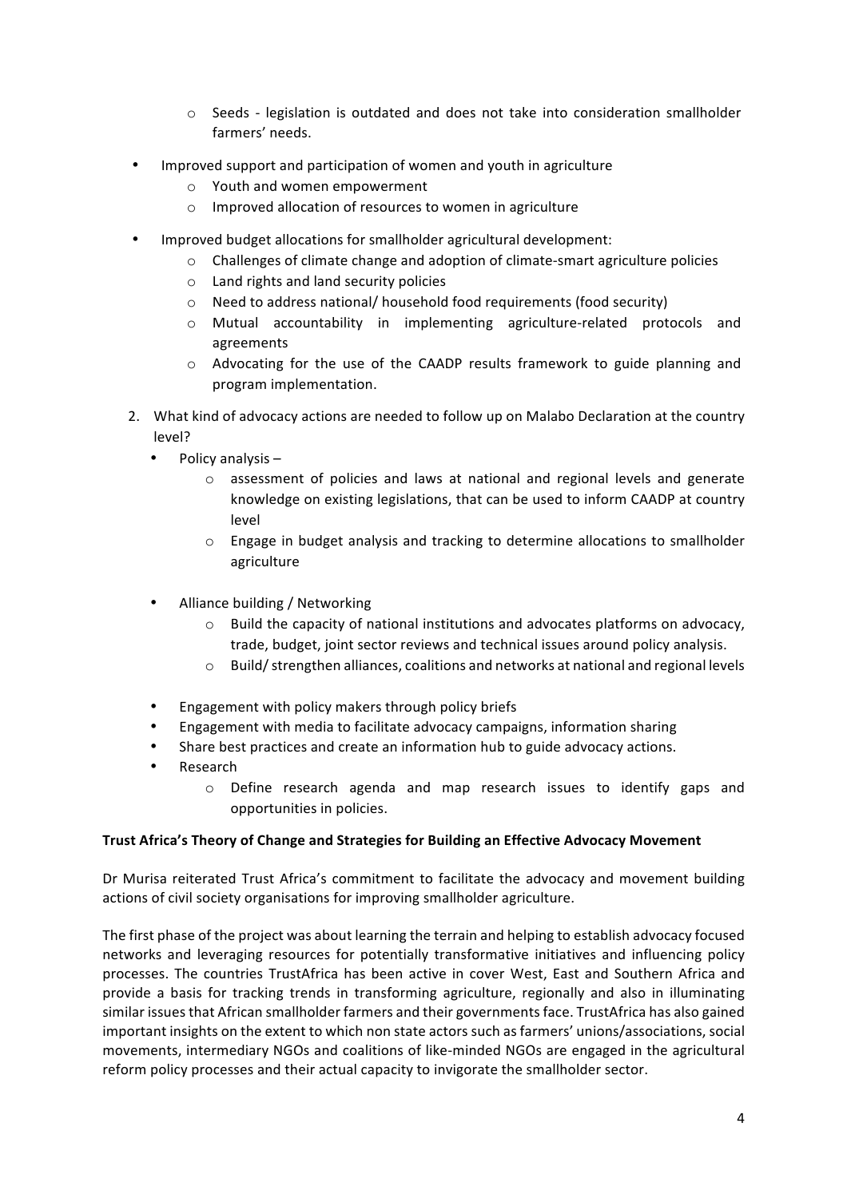- Seeds - legislation is outdated and does not take into consideration smallholder farmers' needs.

- Improved support and participation of women and youth in agriculture
    - Youth and women empowerment
    - Improved allocation of resources to women in agriculture

- Improved budget allocations for smallholder agricultural development:
    - Challenges of climate change and adoption of climate-smart agriculture policies
    - Land rights and land security policies
    - Need to address national/ household food requirements (food security)
    - Mutual accountability in implementing agriculture-related protocols and agreements
    - Advocating for the use of the CAADP results framework to guide planning and program implementation.

2. What kind of advocacy actions are needed to follow up on Malabo Declaration at the country level?
    - Policy analysis –
        - assessment of policies and laws at national and regional levels and generate knowledge on existing legislations, that can be used to inform CAADP at country level
        - Engage in budget analysis and tracking to determine allocations to smallholder agriculture

    - Alliance building / Networking
        - Build the capacity of national institutions and advocates platforms on advocacy, trade, budget, joint sector reviews and technical issues around policy analysis.
        - Build/ strengthen alliances, coalitions and networks at national and regional levels

    - Engagement with policy makers through policy briefs
    - Engagement with media to facilitate advocacy campaigns, information sharing
    - Share best practices and create an information hub to guide advocacy actions.
    - Research
        - Define research agenda and map research issues to identify gaps and opportunities in policies.

**Trust Africa's Theory of Change and Strategies for Building an Effective Advocacy Movement**

Dr Murisa reiterated Trust Africa's commitment to facilitate the advocacy and movement building actions of civil society organisations for improving smallholder agriculture.

The first phase of the project was about learning the terrain and helping to establish advocacy focused networks and leveraging resources for potentially transformative initiatives and influencing policy processes. The countries TrustAfrica has been active in cover West, East and Southern Africa and provide a basis for tracking trends in transforming agriculture, regionally and also in illuminating similar issues that African smallholder farmers and their governments face. TrustAfrica has also gained important insights on the extent to which non state actors such as farmers' unions/associations, social movements, intermediary NGOs and coalitions of like-minded NGOs are engaged in the agricultural reform policy processes and their actual capacity to invigorate the smallholder sector.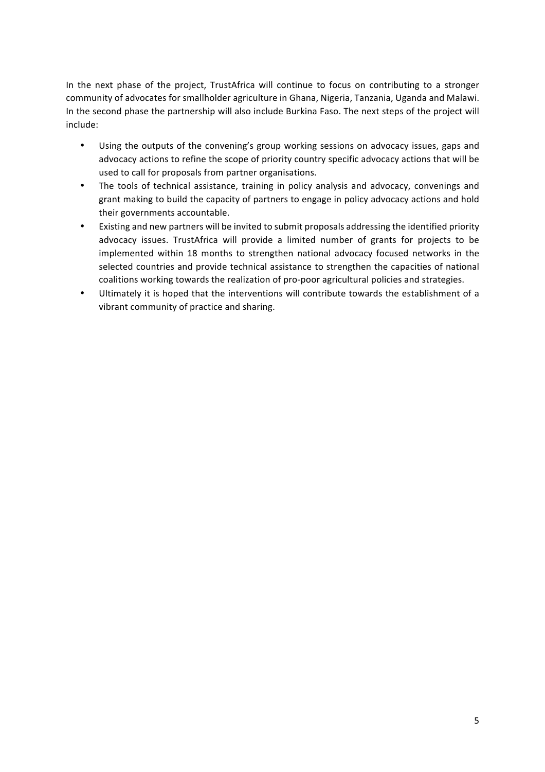In the next phase of the project, TrustAfrica will continue to focus on contributing to a stronger community of advocates for smallholder agriculture in Ghana, Nigeria, Tanzania, Uganda and Malawi. In the second phase the partnership will also include Burkina Faso. The next steps of the project will include:

- Using the outputs of the convening's group working sessions on advocacy issues, gaps and advocacy actions to refine the scope of priority country specific advocacy actions that will be used to call for proposals from partner organisations.
- The tools of technical assistance, training in policy analysis and advocacy, convenings and grant making to build the capacity of partners to engage in policy advocacy actions and hold their governments accountable.
- Existing and new partners will be invited to submit proposals addressing the identified priority advocacy issues. TrustAfrica will provide a limited number of grants for projects to be implemented within 18 months to strengthen national advocacy focused networks in the selected countries and provide technical assistance to strengthen the capacities of national coalitions working towards the realization of pro-poor agricultural policies and strategies.
- Ultimately it is hoped that the interventions will contribute towards the establishment of a vibrant community of practice and sharing.